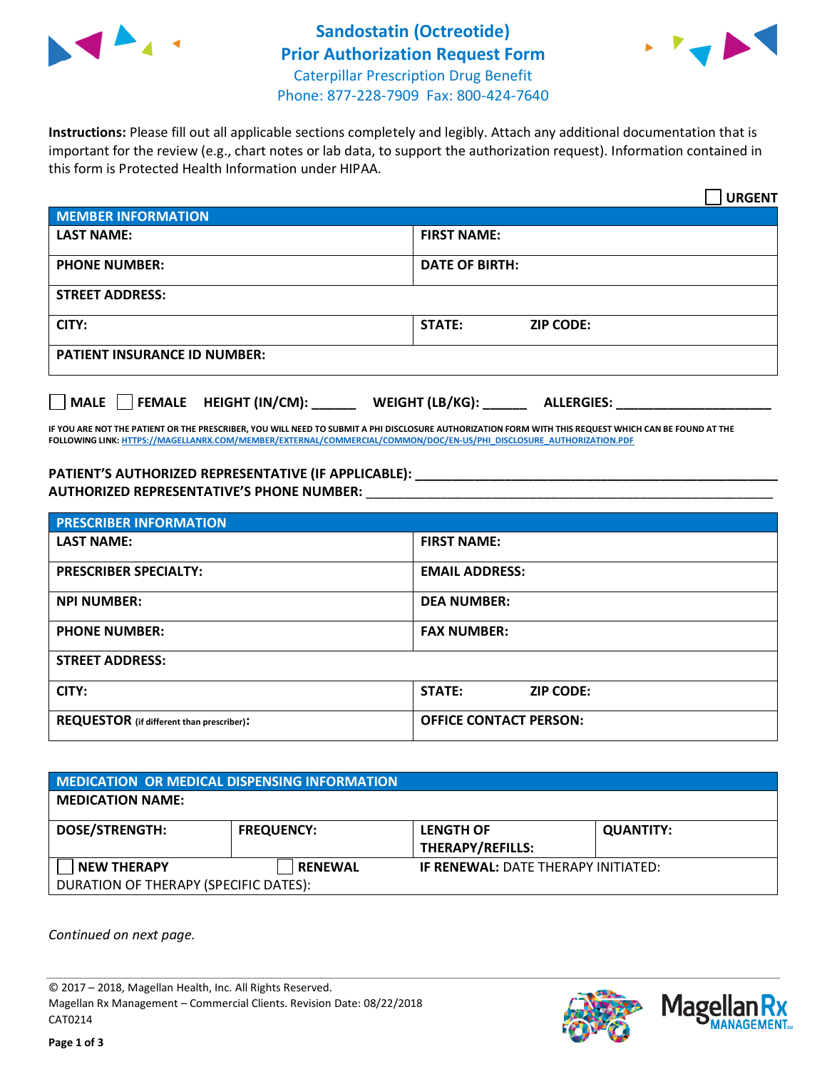# Sandostatin (Octreotide)
# Prior Authorization Request Form

Caterpillar Prescription Drug Benefit
Phone: 877-228-7909 Fax: 800-424-7640

**Instructions:** Please fill out all applicable sections completely and legibly. Attach any additional documentation that is important for the review (e.g., chart notes or lab data, to support the authorization request). Information contained in this form is Protected Health Information under HIPAA.

☐ **URGENT**

| MEMBER INFORMATION | |
|---|---|
| **LAST NAME:** | **FIRST NAME:** |
| **PHONE NUMBER:** | **DATE OF BIRTH:** |
| **STREET ADDRESS:** | |
| **CITY:** | **STATE:** **ZIP CODE:** |
| **PATIENT INSURANCE ID NUMBER:** | |

☐ **MALE** ☐ **FEMALE** **HEIGHT (IN/CM):** ______ **WEIGHT (LB/KG):** ______ **ALLERGIES:** ____________________

**IF YOU ARE NOT THE PATIENT OR THE PRESCRIBER, YOU WILL NEED TO SUBMIT A PHI DISCLOSURE AUTHORIZATION FORM WITH THIS REQUEST WHICH CAN BE FOUND AT THE FOLLOWING LINK: HTTPS://MAGELLANRX.COM/MEMBER/EXTERNAL/COMMERCIAL/COMMON/DOC/EN-US/PHI_DISCLOSURE_AUTHORIZATION.PDF**

**PATIENT'S AUTHORIZED REPRESENTATIVE (IF APPLICABLE):** ____________________________________________
**AUTHORIZED REPRESENTATIVE'S PHONE NUMBER:** ____________________________________________

| PRESCRIBER INFORMATION | |
|---|---|
| **LAST NAME:** | **FIRST NAME:** |
| **PRESCRIBER SPECIALTY:** | **EMAIL ADDRESS:** |
| **NPI NUMBER:** | **DEA NUMBER:** |
| **PHONE NUMBER:** | **FAX NUMBER:** |
| **STREET ADDRESS:** | |
| **CITY:** | **STATE:** **ZIP CODE:** |
| **REQUESTOR** (if different than prescriber)**:** | **OFFICE CONTACT PERSON:** |

| MEDICATION OR MEDICAL DISPENSING INFORMATION | | | |
|---|---|---|---|
| **MEDICATION NAME:** | | | |
| **DOSE/STRENGTH:** | **FREQUENCY:** | **LENGTH OF THERAPY/REFILLS:** | **QUANTITY:** |
| ☐ **NEW THERAPY** | ☐ **RENEWAL** | **IF RENEWAL:** DATE THERAPY INITIATED: | |
| DURATION OF THERAPY (SPECIFIC DATES): | | | |

*Continued on next page.*

© 2017 – 2018, Magellan Health, Inc. All Rights Reserved.
Magellan Rx Management – Commercial Clients. Revision Date: 08/22/2018
CAT0214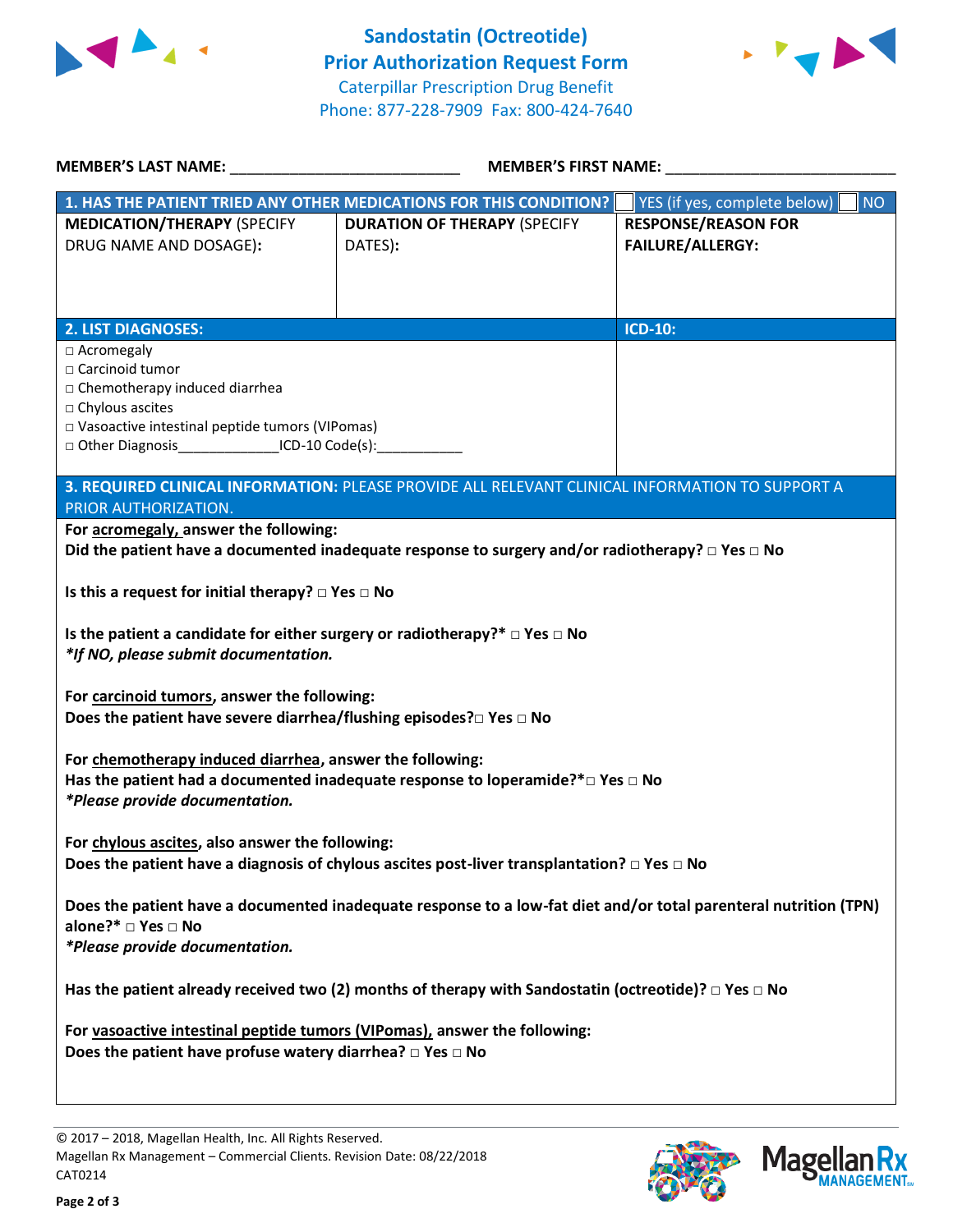# Sandostatin (Octreotide)
## Prior Authorization Request Form

Caterpillar Prescription Drug Benefit
Phone: 877-228-7909 Fax: 800-424-7640

**MEMBER'S LAST NAME:** ___________________________ **MEMBER'S FIRST NAME:** ___________________________

| **1. HAS THE PATIENT TRIED ANY OTHER MEDICATIONS FOR THIS CONDITION?** | | ☐ YES (if yes, complete below) ☐ NO |
|---|---|---|
| **MEDICATION/THERAPY** (SPECIFY DRUG NAME AND DOSAGE): | **DURATION OF THERAPY** (SPECIFY DATES): | **RESPONSE/REASON FOR FAILURE/ALLERGY:** |
| | | |

| **2. LIST DIAGNOSES:** | **ICD-10:** |
|---|---|
| □ Acromegaly<br>□ Carcinoid tumor<br>□ Chemotherapy induced diarrhea<br>□ Chylous ascites<br>□ Vasoactive intestinal peptide tumors (VIPomas)<br>□ Other Diagnosis_____________ICD-10 Code(s):___________ | |

**3. REQUIRED CLINICAL INFORMATION:** PLEASE PROVIDE ALL RELEVANT CLINICAL INFORMATION TO SUPPORT A PRIOR AUTHORIZATION.

**For acromegaly, answer the following:**

**Did the patient have a documented inadequate response to surgery and/or radiotherapy? □ Yes □ No**

**Is this a request for initial therapy? □ Yes □ No**

**Is the patient a candidate for either surgery or radiotherapy?* □ Yes □ No**
***If NO, please submit documentation.***

**For carcinoid tumors, answer the following:**

**Does the patient have severe diarrhea/flushing episodes?□ Yes □ No**

**For chemotherapy induced diarrhea, answer the following:**

**Has the patient had a documented inadequate response to loperamide?*□ Yes □ No**
***Please provide documentation.***

**For chylous ascites, also answer the following:**

**Does the patient have a diagnosis of chylous ascites post-liver transplantation? □ Yes □ No**

**Does the patient have a documented inadequate response to a low-fat diet and/or total parenteral nutrition (TPN) alone?* □ Yes □ No**
***Please provide documentation.***

**Has the patient already received two (2) months of therapy with Sandostatin (octreotide)? □ Yes □ No**

**For vasoactive intestinal peptide tumors (VIPomas), answer the following:**

**Does the patient have profuse watery diarrhea? □ Yes □ No**

© 2017 – 2018, Magellan Health, Inc. All Rights Reserved.
Magellan Rx Management – Commercial Clients. Revision Date: 08/22/2018
CAT0214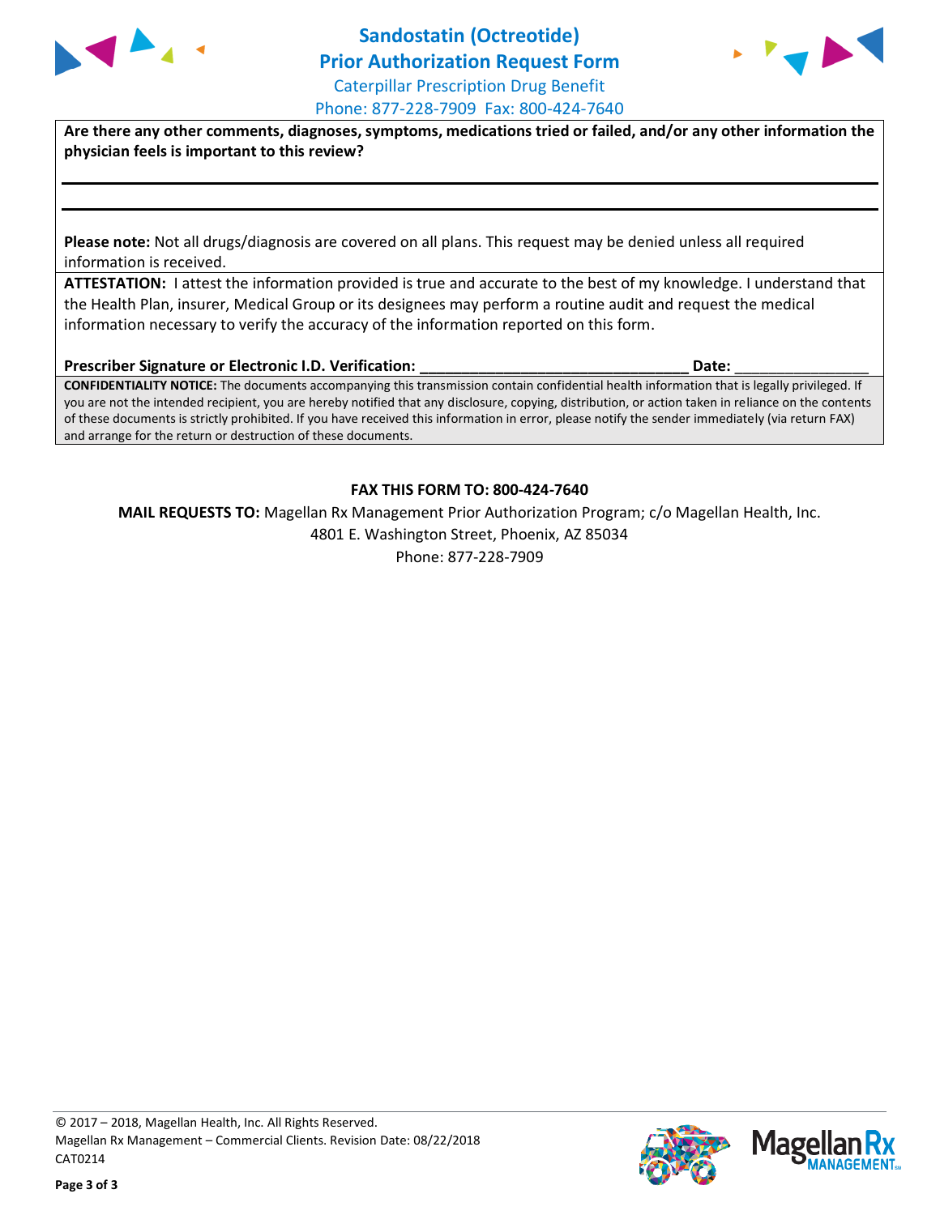**Are there any other comments, diagnoses, symptoms, medications tried or failed, and/or any other information the physician feels is important to this review?**

______________________________________________________________________________

______________________________________________________________________________

**Please note:** Not all drugs/diagnosis are covered on all plans. This request may be denied unless all required information is received.

**ATTESTATION:** I attest the information provided is true and accurate to the best of my knowledge. I understand that the Health Plan, insurer, Medical Group or its designees may perform a routine audit and request the medical information necessary to verify the accuracy of the information reported on this form.

**Prescriber Signature or Electronic I.D. Verification: _______________________________ Date: _______________**

**CONFIDENTIALITY NOTICE:** The documents accompanying this transmission contain confidential health information that is legally privileged. If you are not the intended recipient, you are hereby notified that any disclosure, copying, distribution, or action taken in reliance on the contents of these documents is strictly prohibited. If you have received this information in error, please notify the sender immediately (via return FAX) and arrange for the return or destruction of these documents.

**FAX THIS FORM TO: 800-424-7640**

**MAIL REQUESTS TO:** Magellan Rx Management Prior Authorization Program; c/o Magellan Health, Inc.
4801 E. Washington Street, Phoenix, AZ 85034
Phone: 877-228-7909

© 2017 – 2018, Magellan Health, Inc. All Rights Reserved.
Magellan Rx Management – Commercial Clients. Revision Date: 08/22/2018
CAT0214